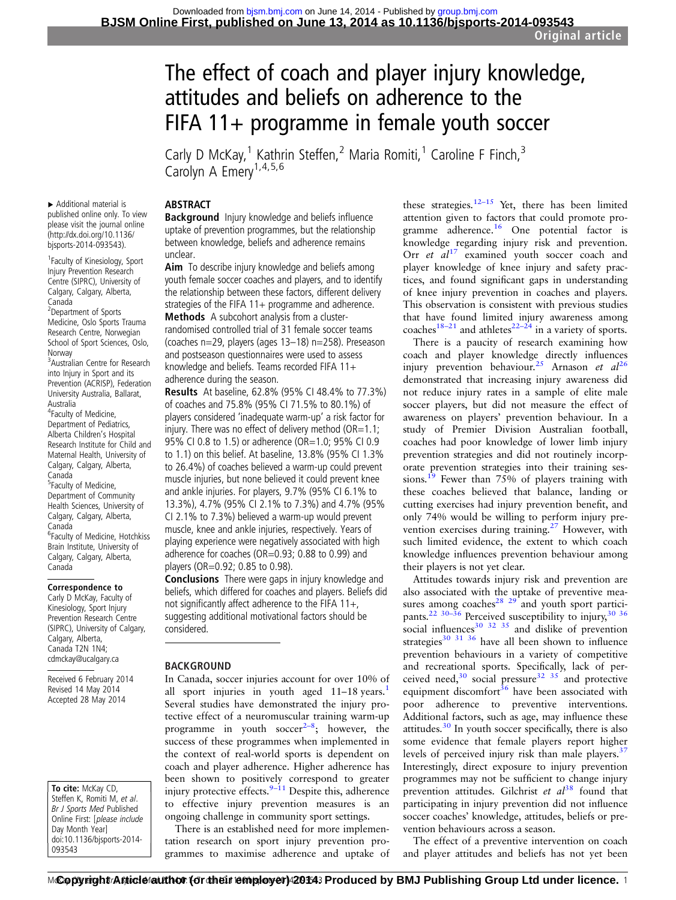# The effect of coach and player injury knowledge, attitudes and beliefs on adherence to the FIFA 11+ programme in female youth soccer

Carly D McKay,[1] Kathrin Steffen,[2] Maria Romiti,[1] Caroline F Finch,[3] Carolyn A Emery[1,4,5,6]

▸ Additional material is published online only. To view please visit the journal online (http://dx.doi.org/10.1136/bjsports-2014-093543).

[1]Faculty of Kinesiology, Sport Injury Prevention Research Centre (SIPRC), University of Calgary, Calgary, Alberta, Canada
[2]Department of Sports Medicine, Oslo Sports Trauma Research Centre, Norwegian School of Sport Sciences, Oslo, Norway
[3]Australian Centre for Research into Injury in Sport and its Prevention (ACRISP), Federation University Australia, Ballarat, Australia
[4]Faculty of Medicine, Department of Pediatrics, Alberta Children's Hospital Research Institute for Child and Maternal Health, University of Calgary, Calgary, Alberta, Canada
[5]Faculty of Medicine, Department of Community Health Sciences, University of Calgary, Calgary, Alberta, Canada
[6]Faculty of Medicine, Hotchkiss Brain Institute, University of Calgary, Calgary, Alberta, Canada

**Correspondence to**
Carly D McKay, Faculty of Kinesiology, Sport Injury Prevention Research Centre (SIPRC), University of Calgary, Calgary, Alberta, Canada T2N 1N4; cdmckay@ucalgary.ca

Received 6 February 2014
Revised 14 May 2014
Accepted 28 May 2014

**To cite:** McKay CD, Steffen K, Romiti M, *et al*. *Br J Sports Med* Published Online First: [*please include Day Month Year*] doi:10.1136/bjsports-2014-093543

## ABSTRACT

**Background** Injury knowledge and beliefs influence uptake of prevention programmes, but the relationship between knowledge, beliefs and adherence remains unclear.

**Aim** To describe injury knowledge and beliefs among youth female soccer coaches and players, and to identify the relationship between these factors, different delivery strategies of the FIFA 11+ programme and adherence.

**Methods** A subcohort analysis from a cluster-randomised controlled trial of 31 female soccer teams (coaches n=29, players (ages 13–18) n=258). Preseason and postseason questionnaires were used to assess knowledge and beliefs. Teams recorded FIFA 11+ adherence during the season.

**Results** At baseline, 62.8% (95% CI 48.4% to 77.3%) of coaches and 75.8% (95% CI 71.5% to 80.1%) of players considered 'inadequate warm-up' a risk factor for injury. There was no effect of delivery method (OR=1.1; 95% CI 0.8 to 1.5) or adherence (OR=1.0; 95% CI 0.9 to 1.1) on this belief. At baseline, 13.8% (95% CI 1.3% to 26.4%) of coaches believed a warm-up could prevent muscle injuries, but none believed it could prevent knee and ankle injuries. For players, 9.7% (95% CI 6.1% to 13.3%), 4.7% (95% CI 2.1% to 7.3%) and 4.7% (95% CI 2.1% to 7.3%) believed a warm-up would prevent muscle, knee and ankle injuries, respectively. Years of playing experience were negatively associated with high adherence for coaches (OR=0.93; 0.88 to 0.99) and players (OR=0.92; 0.85 to 0.98).

**Conclusions** There were gaps in injury knowledge and beliefs, which differed for coaches and players. Beliefs did not significantly affect adherence to the FIFA 11+, suggesting additional motivational factors should be considered.

## BACKGROUND

In Canada, soccer injuries account for over 10% of all sport injuries in youth aged 11–18 years.[1] Several studies have demonstrated the injury protective effect of a neuromuscular training warm-up programme in youth soccer[2–8]; however, the success of these programmes when implemented in the context of real-world sports is dependent on coach and player adherence. Higher adherence has been shown to positively correspond to greater injury protective effects.[9–11] Despite this, adherence to effective injury prevention measures is an ongoing challenge in community sport settings.

There is an established need for more implementation research on sport injury prevention programmes to maximise adherence and uptake of these strategies.[12–15] Yet, there has been limited attention given to factors that could promote programme adherence.[16] One potential factor is knowledge regarding injury risk and prevention. Orr *et al*[17] examined youth soccer coach and player knowledge of knee injury and safety practices, and found significant gaps in understanding of knee injury prevention in coaches and players. This observation is consistent with previous studies that have found limited injury awareness among coaches[18–21] and athletes[22–24] in a variety of sports.

There is a paucity of research examining how coach and player knowledge directly influences injury prevention behaviour.[25] Arnason *et al*[26] demonstrated that increasing injury awareness did not reduce injury rates in a sample of elite male soccer players, but did not measure the effect of awareness on players' prevention behaviour. In a study of Premier Division Australian football, coaches had poor knowledge of lower limb injury prevention strategies and did not routinely incorporate prevention strategies into their training sessions.[19] Fewer than 75% of players training with these coaches believed that balance, landing or cutting exercises had injury prevention benefit, and only 74% would be willing to perform injury prevention exercises during training.[27] However, with such limited evidence, the extent to which coach knowledge influences prevention behaviour among their players is not yet clear.

Attitudes towards injury risk and prevention are also associated with the uptake of preventive measures among coaches[28 29] and youth sport participants.[22 30–36] Perceived susceptibility to injury,[30 36] social influences[30 32 35] and dislike of prevention strategies[30 31 36] have all been shown to influence prevention behaviours in a variety of competitive and recreational sports. Specifically, lack of perceived need,[30] social pressure[32 35] and protective equipment discomfort[36] have been associated with poor adherence to preventive interventions. Additional factors, such as age, may influence these attitudes.[30] In youth soccer specifically, there is also some evidence that female players report higher levels of perceived injury risk than male players.[37] Interestingly, direct exposure to injury prevention programmes may not be sufficient to change injury prevention attitudes. Gilchrist *et al*[38] found that participating in injury prevention did not influence soccer coaches' knowledge, attitudes, beliefs or prevention behaviours across a season.

The effect of a preventive intervention on coach and player attitudes and beliefs has not yet been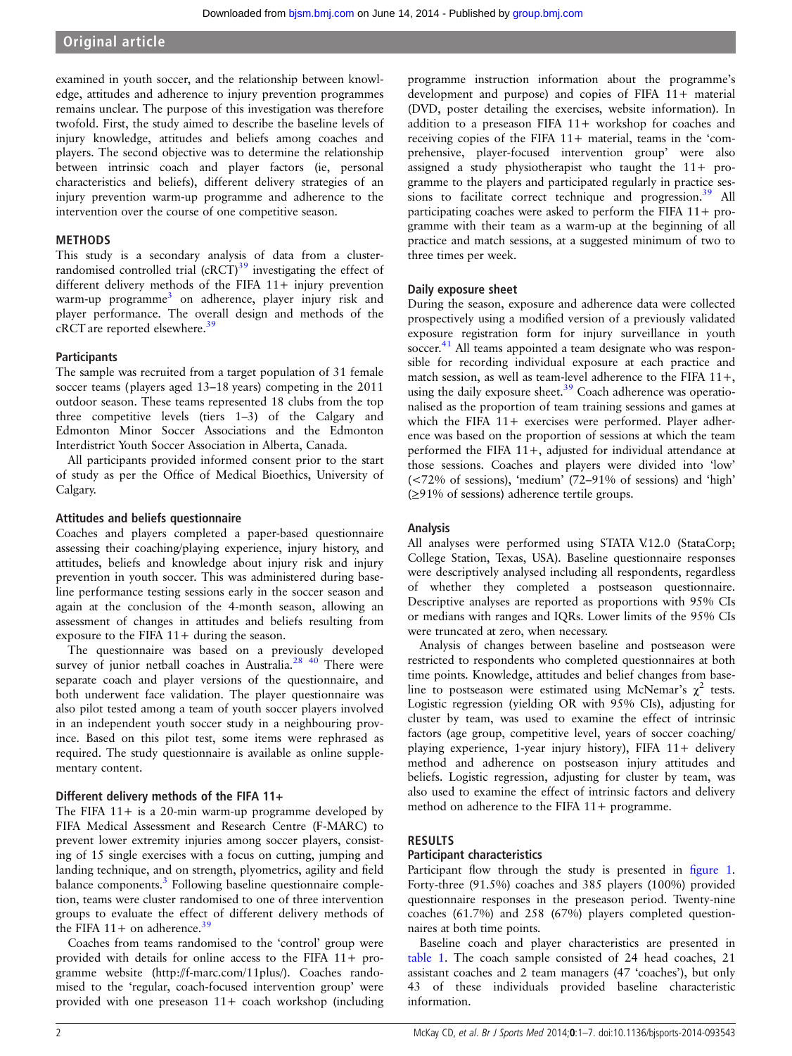examined in youth soccer, and the relationship between knowledge, attitudes and adherence to injury prevention programmes remains unclear. The purpose of this investigation was therefore twofold. First, the study aimed to describe the baseline levels of injury knowledge, attitudes and beliefs among coaches and players. The second objective was to determine the relationship between intrinsic coach and player factors (ie, personal characteristics and beliefs), different delivery strategies of an injury prevention warm-up programme and adherence to the intervention over the course of one competitive season.

## METHODS

This study is a secondary analysis of data from a cluster-randomised controlled trial (cRCT)[39] investigating the effect of different delivery methods of the FIFA 11+ injury prevention warm-up programme[3] on adherence, player injury risk and player performance. The overall design and methods of the cRCT are reported elsewhere.[39]

### Participants

The sample was recruited from a target population of 31 female soccer teams (players aged 13–18 years) competing in the 2011 outdoor season. These teams represented 18 clubs from the top three competitive levels (tiers 1–3) of the Calgary and Edmonton Minor Soccer Associations and the Edmonton Interdistrict Youth Soccer Association in Alberta, Canada.

All participants provided informed consent prior to the start of study as per the Office of Medical Bioethics, University of Calgary.

### Attitudes and beliefs questionnaire

Coaches and players completed a paper-based questionnaire assessing their coaching/playing experience, injury history, and attitudes, beliefs and knowledge about injury risk and injury prevention in youth soccer. This was administered during baseline performance testing sessions early in the soccer season and again at the conclusion of the 4-month season, allowing an assessment of changes in attitudes and beliefs resulting from exposure to the FIFA 11+ during the season.

The questionnaire was based on a previously developed survey of junior netball coaches in Australia.[28 40] There were separate coach and player versions of the questionnaire, and both underwent face validation. The player questionnaire was also pilot tested among a team of youth soccer players involved in an independent youth soccer study in a neighbouring province. Based on this pilot test, some items were rephrased as required. The study questionnaire is available as online supplementary content.

### Different delivery methods of the FIFA 11+

The FIFA 11+ is a 20-min warm-up programme developed by FIFA Medical Assessment and Research Centre (F-MARC) to prevent lower extremity injuries among soccer players, consisting of 15 single exercises with a focus on cutting, jumping and landing technique, and on strength, plyometrics, agility and field balance components.[3] Following baseline questionnaire completion, teams were cluster randomised to one of three intervention groups to evaluate the effect of different delivery methods of the FIFA 11+ on adherence.[39]

Coaches from teams randomised to the 'control' group were provided with details for online access to the FIFA 11+ programme website (http://f-marc.com/11plus/). Coaches randomised to the 'regular, coach-focused intervention group' were provided with one preseason 11+ coach workshop (including programme instruction information about the programme's development and purpose) and copies of FIFA 11+ material (DVD, poster detailing the exercises, website information). In addition to a preseason FIFA 11+ workshop for coaches and receiving copies of the FIFA 11+ material, teams in the 'comprehensive, player-focused intervention group' were also assigned a study physiotherapist who taught the 11+ programme to the players and participated regularly in practice sessions to facilitate correct technique and progression.[39] All participating coaches were asked to perform the FIFA 11+ programme with their team as a warm-up at the beginning of all practice and match sessions, at a suggested minimum of two to three times per week.

### Daily exposure sheet

During the season, exposure and adherence data were collected prospectively using a modified version of a previously validated exposure registration form for injury surveillance in youth soccer.[41] All teams appointed a team designate who was responsible for recording individual exposure at each practice and match session, as well as team-level adherence to the FIFA 11+, using the daily exposure sheet.[39] Coach adherence was operationalised as the proportion of team training sessions and games at which the FIFA 11+ exercises were performed. Player adherence was based on the proportion of sessions at which the team performed the FIFA 11+, adjusted for individual attendance at those sessions. Coaches and players were divided into 'low' (<72% of sessions), 'medium' (72–91% of sessions) and 'high' (≥91% of sessions) adherence tertile groups.

### Analysis

All analyses were performed using STATA V.12.0 (StataCorp; College Station, Texas, USA). Baseline questionnaire responses were descriptively analysed including all respondents, regardless of whether they completed a postseason questionnaire. Descriptive analyses are reported as proportions with 95% CIs or medians with ranges and IQRs. Lower limits of the 95% CIs were truncated at zero, when necessary.

Analysis of changes between baseline and postseason were restricted to respondents who completed questionnaires at both time points. Knowledge, attitudes and belief changes from baseline to postseason were estimated using McNemar's $\chi^2$ tests. Logistic regression (yielding OR with 95% CIs), adjusting for cluster by team, was used to examine the effect of intrinsic factors (age group, competitive level, years of soccer coaching/playing experience, 1-year injury history), FIFA 11+ delivery method and adherence on postseason injury attitudes and beliefs. Logistic regression, adjusting for cluster by team, was also used to examine the effect of intrinsic factors and delivery method on adherence to the FIFA 11+ programme.

## RESULTS

### Participant characteristics

Participant flow through the study is presented in figure 1. Forty-three (91.5%) coaches and 385 players (100%) provided questionnaire responses in the preseason period. Twenty-nine coaches (61.7%) and 258 (67%) players completed questionnaires at both time points.

Baseline coach and player characteristics are presented in table 1. The coach sample consisted of 24 head coaches, 21 assistant coaches and 2 team managers (47 'coaches'), but only 43 of these individuals provided baseline characteristic information.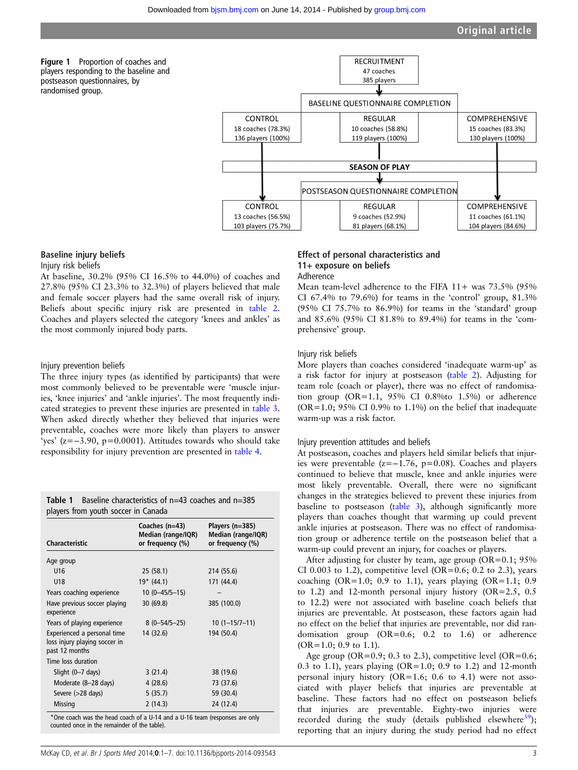Figure 1 Proportion of coaches and players responding to the baseline and postseason questionnaires, by randomised group.

RECRUITMENT
47 coaches
385 players

BASELINE QUESTIONNAIRE COMPLETION

| CONTROL | REGULAR | COMPREHENSIVE |
|---|---|---|
| 18 coaches (78.3%) | 10 coaches (58.8%) | 15 coaches (83.3%) |
| 136 players (100%) | 119 players (100%) | 130 players (100%) |

SEASON OF PLAY

POSTSEASON QUESTIONNAIRE COMPLETION

| CONTROL | REGULAR | COMPREHENSIVE |
|---|---|---|
| 13 coaches (56.5%) | 9 coaches (52.9%) | 11 coaches (61.1%) |
| 103 players (75.7%) | 81 players (68.1%) | 104 players (84.6%) |

### Baseline injury beliefs

#### Injury risk beliefs

At baseline, 30.2% (95% CI 16.5% to 44.0%) of coaches and 27.8% (95% CI 23.3% to 32.3%) of players believed that male and female soccer players had the same overall risk of injury. Beliefs about specific injury risk are presented in table 2. Coaches and players selected the category 'knees and ankles' as the most commonly injured body parts.

#### Injury prevention beliefs

The three injury types (as identified by participants) that were most commonly believed to be preventable were 'muscle injuries, 'knee injuries' and 'ankle injuries'. The most frequently indicated strategies to prevent these injuries are presented in table 3. When asked directly whether they believed that injuries were preventable, coaches were more likely than players to answer 'yes' ($z=-3.90$, $p=0.0001$). Attitudes towards who should take responsibility for injury prevention are presented in table 4.

**Table 1** Baseline characteristics of n=43 coaches and n=385 players from youth soccer in Canada

| Characteristic | Coaches (n=43) Median (range/IQR) or frequency (%) | Players (n=385) Median (range/IQR) or frequency (%) |
|---|---|---|
| Age group | | |
| U16 | 25 (58.1) | 214 (55.6) |
| U18 | 19* (44.1) | 171 (44.4) |
| Years coaching experience | 10 (0–45/5–15) | – |
| Have previous soccer playing experience | 30 (69.8) | 385 (100.0) |
| Years of playing experience | 8 (0–54/5–25) | 10 (1–15/7–11) |
| Experienced a personal time loss injury playing soccer in past 12 months | 14 (32.6) | 194 (50.4) |
| Time loss duration | | |
| Slight (0–7 days) | 3 (21.4) | 38 (19.6) |
| Moderate (8–28 days) | 4 (28.6) | 73 (37.6) |
| Severe (>28 days) | 5 (35.7) | 59 (30.4) |
| Missing | 2 (14.3) | 24 (12.4) |

*One coach was the head coach of a U-14 and a U-16 team (responses are only counted once in the remainder of the table).

### Effect of personal characteristics and 11+ exposure on beliefs

#### Adherence

Mean team-level adherence to the FIFA 11+ was 73.5% (95% CI 67.4% to 79.6%) for teams in the 'control' group, 81.3% (95% CI 75.7% to 86.9%) for teams in the 'standard' group and 85.6% (95% CI 81.8% to 89.4%) for teams in the 'comprehensive' group.

#### Injury risk beliefs

More players than coaches considered 'inadequate warm-up' as a risk factor for injury at postseason (table 2). Adjusting for team role (coach or player), there was no effect of randomisation group (OR=1.1, 95% CI 0.8%to 1.5%) or adherence (OR=1.0; 95% CI 0.9% to 1.1%) on the belief that inadequate warm-up was a risk factor.

#### Injury prevention attitudes and beliefs

At postseason, coaches and players held similar beliefs that injuries were preventable ($z=-1.76$, $p=0.08$). Coaches and players continued to believe that muscle, knee and ankle injuries were most likely preventable. Overall, there were no significant changes in the strategies believed to prevent these injuries from baseline to postseason (table 3), although significantly more players than coaches thought that warming up could prevent ankle injuries at postseason. There was no effect of randomisation group or adherence tertile on the postseason belief that a warm-up could prevent an injury, for coaches or players.

After adjusting for cluster by team, age group (OR=0.1; 95% CI 0.003 to 1.2), competitive level (OR=0.6; 0.2 to 2.3), years coaching (OR=1.0; 0.9 to 1.1), years playing (OR=1.1; 0.9 to 1.2) and 12-month personal injury history (OR=2.5, 0.5 to 12.2) were not associated with baseline coach beliefs that injuries are preventable. At postseason, these factors again had no effect on the belief that injuries are preventable, nor did randomisation group (OR=0.6; 0.2 to 1.6) or adherence (OR=1.0; 0.9 to 1.1).

Age group (OR=0.9; 0.3 to 2.3), competitive level (OR=0.6; 0.3 to 1.1), years playing (OR=1.0; 0.9 to 1.2) and 12-month personal injury history (OR=1.6; 0.6 to 4.1) were not associated with player beliefs that injuries are preventable at baseline. These factors had no effect on postseason beliefs that injuries are preventable. Eighty-two injuries were recorded during the study (details published elsewhere[39]); reporting that an injury during the study period had no effect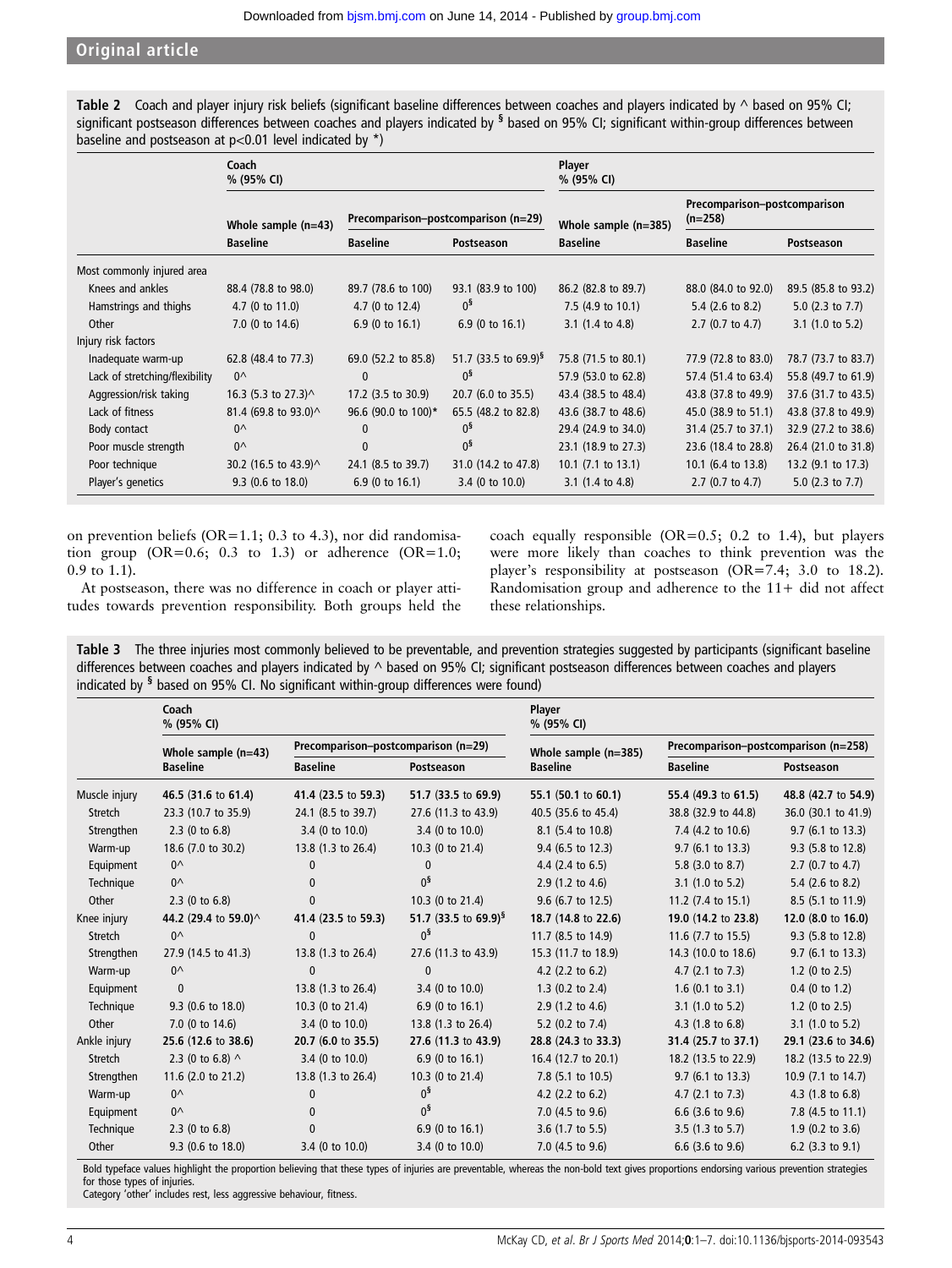Table 2 Coach and player injury risk beliefs (significant baseline differences between coaches and players indicated by ^ based on 95% CI; significant postseason differences between coaches and players indicated by § based on 95% CI; significant within-group differences between baseline and postseason at p<0.01 level indicated by *)

| | Coach % (95% CI) | | | Player % (95% CI) | | |
|---|---|---|---|---|---|---|
| | Whole sample (n=43) | Precomparison–postcomparison (n=29) | | Whole sample (n=385) | Precomparison–postcomparison (n=258) | |
| | Baseline | Baseline | Postseason | Baseline | Baseline | Postseason |
| Most commonly injured area | | | | | | |
| Knees and ankles | 88.4 (78.8 to 98.0) | 89.7 (78.6 to 100) | 93.1 (83.9 to 100) | 86.2 (82.8 to 89.7) | 88.0 (84.0 to 92.0) | 89.5 (85.8 to 93.2) |
| Hamstrings and thighs | 4.7 (0 to 11.0) | 4.7 (0 to 12.4) | 0§ | 7.5 (4.9 to 10.1) | 5.4 (2.6 to 8.2) | 5.0 (2.3 to 7.7) |
| Other | 7.0 (0 to 14.6) | 6.9 (0 to 16.1) | 6.9 (0 to 16.1) | 3.1 (1.4 to 4.8) | 2.7 (0.7 to 4.7) | 3.1 (1.0 to 5.2) |
| Injury risk factors | | | | | | |
| Inadequate warm-up | 62.8 (48.4 to 77.3) | 69.0 (52.2 to 85.8) | 51.7 (33.5 to 69.9)§ | 75.8 (71.5 to 80.1) | 77.9 (72.8 to 83.0) | 78.7 (73.7 to 83.7) |
| Lack of stretching/flexibility | 0^ | 0 | 0§ | 57.9 (53.0 to 62.8) | 57.4 (51.4 to 63.4) | 55.8 (49.7 to 61.9) |
| Aggression/risk taking | 16.3 (5.3 to 27.3)^ | 17.2 (3.5 to 30.9) | 20.7 (6.0 to 35.5) | 43.4 (38.5 to 48.4) | 43.8 (37.8 to 49.9) | 37.6 (31.7 to 43.5) |
| Lack of fitness | 81.4 (69.8 to 93.0)^ | 96.6 (90.0 to 100)* | 65.5 (48.2 to 82.8) | 43.6 (38.7 to 48.6) | 45.0 (38.9 to 51.1) | 43.8 (37.8 to 49.9) |
| Body contact | 0^ | 0 | 0§ | 29.4 (24.9 to 34.0) | 31.4 (25.7 to 37.1) | 32.9 (27.2 to 38.6) |
| Poor muscle strength | 0^ | 0 | 0§ | 23.1 (18.9 to 27.3) | 23.6 (18.4 to 28.8) | 26.4 (21.0 to 31.8) |
| Poor technique | 30.2 (16.5 to 43.9)^ | 24.1 (8.5 to 39.7) | 31.0 (14.2 to 47.8) | 10.1 (7.1 to 13.1) | 10.1 (6.4 to 13.8) | 13.2 (9.1 to 17.3) |
| Player's genetics | 9.3 (0.6 to 18.0) | 6.9 (0 to 16.1) | 3.4 (0 to 10.0) | 3.1 (1.4 to 4.8) | 2.7 (0.7 to 4.7) | 5.0 (2.3 to 7.7) |

on prevention beliefs (OR=1.1; 0.3 to 4.3), nor did randomisation group (OR=0.6; 0.3 to 1.3) or adherence (OR=1.0; 0.9 to 1.1).

At postseason, there was no difference in coach or player attitudes towards prevention responsibility. Both groups held the coach equally responsible (OR=0.5; 0.2 to 1.4), but players were more likely than coaches to think prevention was the player's responsibility at postseason (OR=7.4; 3.0 to 18.2). Randomisation group and adherence to the 11+ did not affect these relationships.

Table 3 The three injuries most commonly believed to be preventable, and prevention strategies suggested by participants (significant baseline differences between coaches and players indicated by ^ based on 95% CI; significant postseason differences between coaches and players indicated by § based on 95% CI. No significant within-group differences were found)

| | Coach % (95% CI) | | | Player % (95% CI) | | |
|---|---|---|---|---|---|---|
| | Whole sample (n=43) | Precomparison–postcomparison (n=29) | | Whole sample (n=385) | Precomparison–postcomparison (n=258) | |
| | Baseline | Baseline | Postseason | Baseline | Baseline | Postseason |
| Muscle injury | **46.5 (31.6 to 61.4)** | **41.4 (23.5 to 59.3)** | **51.7 (33.5 to 69.9)** | **55.1 (50.1 to 60.1)** | **55.4 (49.3 to 61.5)** | **48.8 (42.7 to 54.9)** |
| Stretch | 23.3 (10.7 to 35.9) | 24.1 (8.5 to 39.7) | 27.6 (11.3 to 43.9) | 40.5 (35.6 to 45.4) | 38.8 (32.9 to 44.8) | 36.0 (30.1 to 41.9) |
| Strengthen | 2.3 (0 to 6.8) | 3.4 (0 to 10.0) | 3.4 (0 to 10.0) | 8.1 (5.4 to 10.8) | 7.4 (4.2 to 10.6) | 9.7 (6.1 to 13.3) |
| Warm-up | 18.6 (7.0 to 30.2) | 13.8 (1.3 to 26.4) | 10.3 (0 to 21.4) | 9.4 (6.5 to 12.3) | 9.7 (6.1 to 13.3) | 9.3 (5.8 to 12.8) |
| Equipment | 0^ | 0 | 0 | 4.4 (2.4 to 6.5) | 5.8 (3.0 to 8.7) | 2.7 (0.7 to 4.7) |
| Technique | 0^ | 0 | 0§ | 2.9 (1.2 to 4.6) | 3.1 (1.0 to 5.2) | 5.4 (2.6 to 8.2) |
| Other | 2.3 (0 to 6.8) | 0 | 10.3 (0 to 21.4) | 9.6 (6.7 to 12.5) | 11.2 (7.4 to 15.1) | 8.5 (5.1 to 11.9) |
| Knee injury | **44.2 (29.4 to 59.0)^** | **41.4 (23.5 to 59.3)** | **51.7 (33.5 to 69.9)§** | **18.7 (14.8 to 22.6)** | **19.0 (14.2 to 23.8)** | **12.0 (8.0 to 16.0)** |
| Stretch | 0^ | 0 | 0§ | 11.7 (8.5 to 14.9) | 11.6 (7.7 to 15.5) | 9.3 (5.8 to 12.8) |
| Strengthen | 27.9 (14.5 to 41.3) | 13.8 (1.3 to 26.4) | 27.6 (11.3 to 43.9) | 15.3 (11.7 to 18.9) | 14.3 (10.0 to 18.6) | 9.7 (6.1 to 13.3) |
| Warm-up | 0^ | 0 | 0 | 4.2 (2.2 to 6.2) | 4.7 (2.1 to 7.3) | 1.2 (0 to 2.5) |
| Equipment | 0 | 13.8 (1.3 to 26.4) | 3.4 (0 to 10.0) | 1.3 (0.2 to 2.4) | 1.6 (0.1 to 3.1) | 0.4 (0 to 1.2) |
| Technique | 9.3 (0.6 to 18.0) | 10.3 (0 to 21.4) | 6.9 (0 to 16.1) | 2.9 (1.2 to 4.6) | 3.1 (1.0 to 5.2) | 1.2 (0 to 2.5) |
| Other | 7.0 (0 to 14.6) | 3.4 (0 to 10.0) | 13.8 (1.3 to 26.4) | 5.2 (0.2 to 7.4) | 4.3 (1.8 to 6.8) | 3.1 (1.0 to 5.2) |
| Ankle injury | **25.6 (12.6 to 38.6)** | **20.7 (6.0 to 35.5)** | **27.6 (11.3 to 43.9)** | **28.8 (24.3 to 33.3)** | **31.4 (25.7 to 37.1)** | **29.1 (23.6 to 34.6)** |
| Stretch | 2.3 (0 to 6.8) ^ | 3.4 (0 to 10.0) | 6.9 (0 to 16.1) | 16.4 (12.7 to 20.1) | 18.2 (13.5 to 22.9) | 18.2 (13.5 to 22.9) |
| Strengthen | 11.6 (2.0 to 21.2) | 13.8 (1.3 to 26.4) | 10.3 (0 to 21.4) | 7.8 (5.1 to 10.5) | 9.7 (6.1 to 13.3) | 10.9 (7.1 to 14.7) |
| Warm-up | 0^ | 0 | 0§ | 4.2 (2.2 to 6.2) | 4.7 (2.1 to 7.3) | 4.3 (1.8 to 6.8) |
| Equipment | 0^ | 0 | 0§ | 7.0 (4.5 to 9.6) | 6.6 (3.6 to 9.6) | 7.8 (4.5 to 11.1) |
| Technique | 2.3 (0 to 6.8) | 0 | 6.9 (0 to 16.1) | 3.6 (1.7 to 5.5) | 3.5 (1.3 to 5.7) | 1.9 (0.2 to 3.6) |
| Other | 9.3 (0.6 to 18.0) | 3.4 (0 to 10.0) | 3.4 (0 to 10.0) | 7.0 (4.5 to 9.6) | 6.6 (3.6 to 9.6) | 6.2 (3.3 to 9.1) |

Bold typeface values highlight the proportion believing that these types of injuries are preventable, whereas the non-bold text gives proportions endorsing various prevention strategies for those types of injuries.
Category 'other' includes rest, less aggressive behaviour, fitness.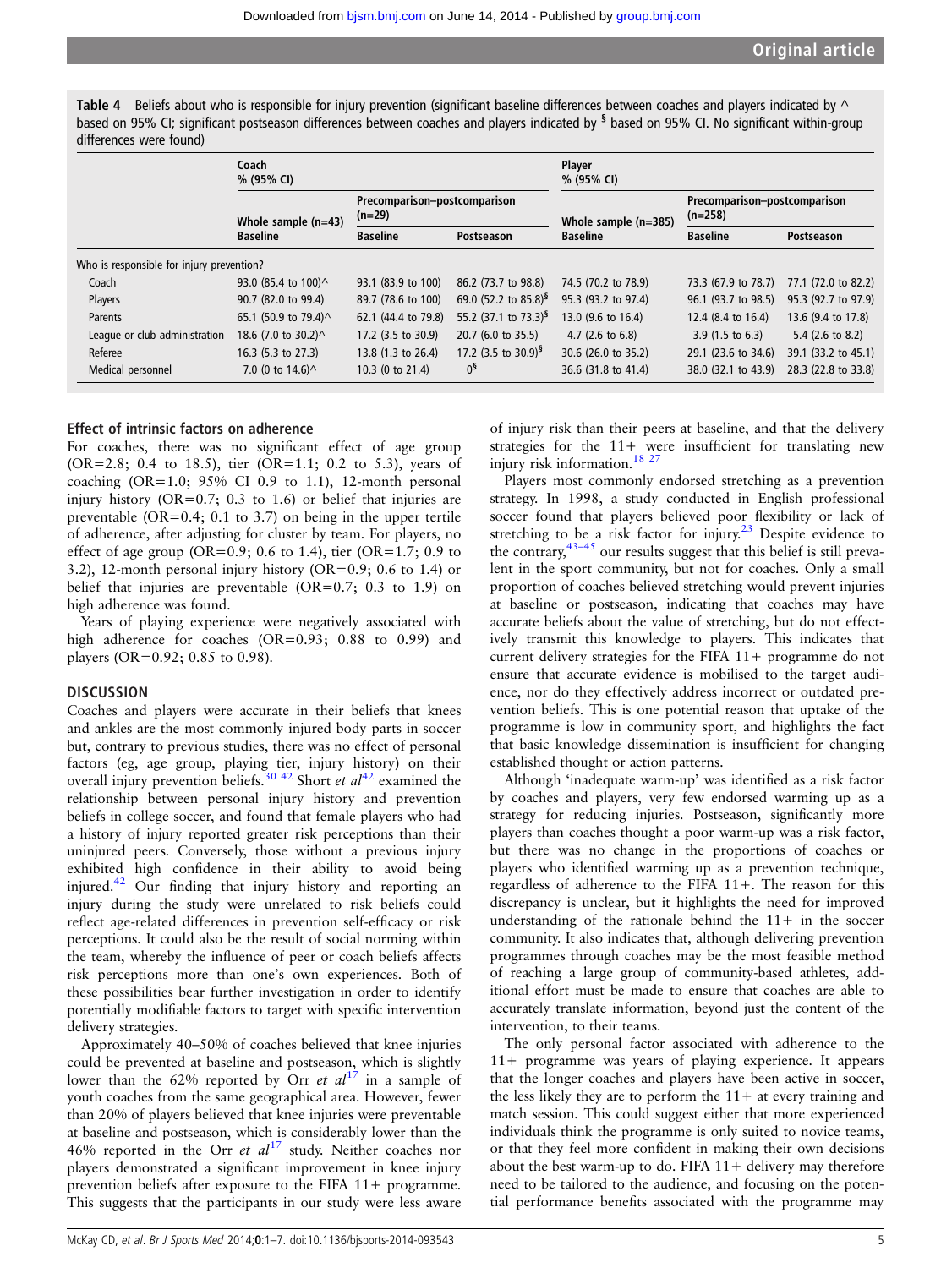**Table 4** Beliefs about who is responsible for injury prevention (significant baseline differences between coaches and players indicated by ^ based on 95% CI; significant postseason differences between coaches and players indicated by § based on 95% CI. No significant within-group differences were found)

| | Coach % (95% CI) | | | Player % (95% CI) | | |
|---|---|---|---|---|---|---|
| | Whole sample (n=43) | Precomparison–postcomparison (n=29) | | Whole sample (n=385) | Precomparison–postcomparison (n=258) | |
| | Baseline | Baseline | Postseason | Baseline | Baseline | Postseason |
| Who is responsible for injury prevention? | | | | | | |
| Coach | 93.0 (85.4 to 100)^ | 93.1 (83.9 to 100) | 86.2 (73.7 to 98.8) | 74.5 (70.2 to 78.9) | 73.3 (67.9 to 78.7) | 77.1 (72.0 to 82.2) |
| Players | 90.7 (82.0 to 99.4) | 89.7 (78.6 to 100) | 69.0 (52.2 to 85.8)§ | 95.3 (93.2 to 97.4) | 96.1 (93.7 to 98.5) | 95.3 (92.7 to 97.9) |
| Parents | 65.1 (50.9 to 79.4)^ | 62.1 (44.4 to 79.8) | 55.2 (37.1 to 73.3)§ | 13.0 (9.6 to 16.4) | 12.4 (8.4 to 16.4) | 13.6 (9.4 to 17.8) |
| League or club administration | 18.6 (7.0 to 30.2)^ | 17.2 (3.5 to 30.9) | 20.7 (6.0 to 35.5) | 4.7 (2.6 to 6.8) | 3.9 (1.5 to 6.3) | 5.4 (2.6 to 8.2) |
| Referee | 16.3 (5.3 to 27.3) | 13.8 (1.3 to 26.4) | 17.2 (3.5 to 30.9)§ | 30.6 (26.0 to 35.2) | 29.1 (23.6 to 34.6) | 39.1 (33.2 to 45.1) |
| Medical personnel | 7.0 (0 to 14.6)^ | 10.3 (0 to 21.4) | 0§ | 36.6 (31.8 to 41.4) | 38.0 (32.1 to 43.9) | 28.3 (22.8 to 33.8) |

### Effect of intrinsic factors on adherence

For coaches, there was no significant effect of age group (OR=2.8; 0.4 to 18.5), tier (OR=1.1; 0.2 to 5.3), years of coaching (OR=1.0; 95% CI 0.9 to 1.1), 12-month personal injury history (OR=0.7; 0.3 to 1.6) or belief that injuries are preventable (OR=0.4; 0.1 to 3.7) on being in the upper tertile of adherence, after adjusting for cluster by team. For players, no effect of age group (OR=0.9; 0.6 to 1.4), tier (OR=1.7; 0.9 to 3.2), 12-month personal injury history (OR=0.9; 0.6 to 1.4) or belief that injuries are preventable (OR=0.7; 0.3 to 1.9) on high adherence was found.

Years of playing experience were negatively associated with high adherence for coaches (OR=0.93; 0.88 to 0.99) and players (OR=0.92; 0.85 to 0.98).

## DISCUSSION

Coaches and players were accurate in their beliefs that knees and ankles are the most commonly injured body parts in soccer but, contrary to previous studies, there was no effect of personal factors (eg, age group, playing tier, injury history) on their overall injury prevention beliefs.[30 42] Short *et al*[42] examined the relationship between personal injury history and prevention beliefs in college soccer, and found that female players who had a history of injury reported greater risk perceptions than their uninjured peers. Conversely, those without a previous injury exhibited high confidence in their ability to avoid being injured.[42] Our finding that injury history and reporting an injury during the study were unrelated to risk beliefs could reflect age-related differences in prevention self-efficacy or risk perceptions. It could also be the result of social norming within the team, whereby the influence of peer or coach beliefs affects risk perceptions more than one's own experiences. Both of these possibilities bear further investigation in order to identify potentially modifiable factors to target with specific intervention delivery strategies.

Approximately 40–50% of coaches believed that knee injuries could be prevented at baseline and postseason, which is slightly lower than the 62% reported by Orr *et al*[17] in a sample of youth coaches from the same geographical area. However, fewer than 20% of players believed that knee injuries were preventable at baseline and postseason, which is considerably lower than the 46% reported in the Orr *et al*[17] study. Neither coaches nor players demonstrated a significant improvement in knee injury prevention beliefs after exposure to the FIFA 11+ programme. This suggests that the participants in our study were less aware of injury risk information than their peers at baseline, and that the delivery strategies for the 11+ were insufficient for translating new injury risk information.[18 27]

Players most commonly endorsed stretching as a prevention strategy. In 1998, a study conducted in English professional soccer found that players believed poor flexibility or lack of stretching to be a risk factor for injury.[23] Despite evidence to the contrary,[43–45] our results suggest that this belief is still prevalent in the sport community, but not for coaches. Only a small proportion of coaches believed stretching would prevent injuries at baseline or postseason, indicating that coaches may have accurate beliefs about the value of stretching, but do not effectively transmit this knowledge to players. This indicates that current delivery strategies for the FIFA 11+ programme do not ensure that accurate evidence is mobilised to the target audience, nor do they effectively address incorrect or outdated prevention beliefs. This is one potential reason that uptake of the programme is low in community sport, and highlights the fact that basic knowledge dissemination is insufficient for changing established thought or action patterns.

Although 'inadequate warm-up' was identified as a risk factor by coaches and players, very few endorsed warming up as a strategy for reducing injuries. Postseason, significantly more players than coaches thought a poor warm-up was a risk factor, but there was no change in the proportions of coaches or players who identified warming up as a prevention technique, regardless of adherence to the FIFA 11+. The reason for this discrepancy is unclear, but it highlights the need for improved understanding of the rationale behind the 11+ in the soccer community. It also indicates that, although delivering prevention programmes through coaches may be the most feasible method of reaching a large group of community-based athletes, additional effort must be made to ensure that coaches are able to accurately translate information, beyond just the content of the intervention, to their teams.

The only personal factor associated with adherence to the 11+ programme was years of playing experience. It appears that the longer coaches and players have been active in soccer, the less likely they are to perform the 11+ at every training and match session. This could suggest either that more experienced individuals think the programme is only suited to novice teams, or that they feel more confident in making their own decisions about the best warm-up to do. FIFA 11+ delivery may therefore need to be tailored to the audience, and focusing on the potential performance benefits associated with the programme may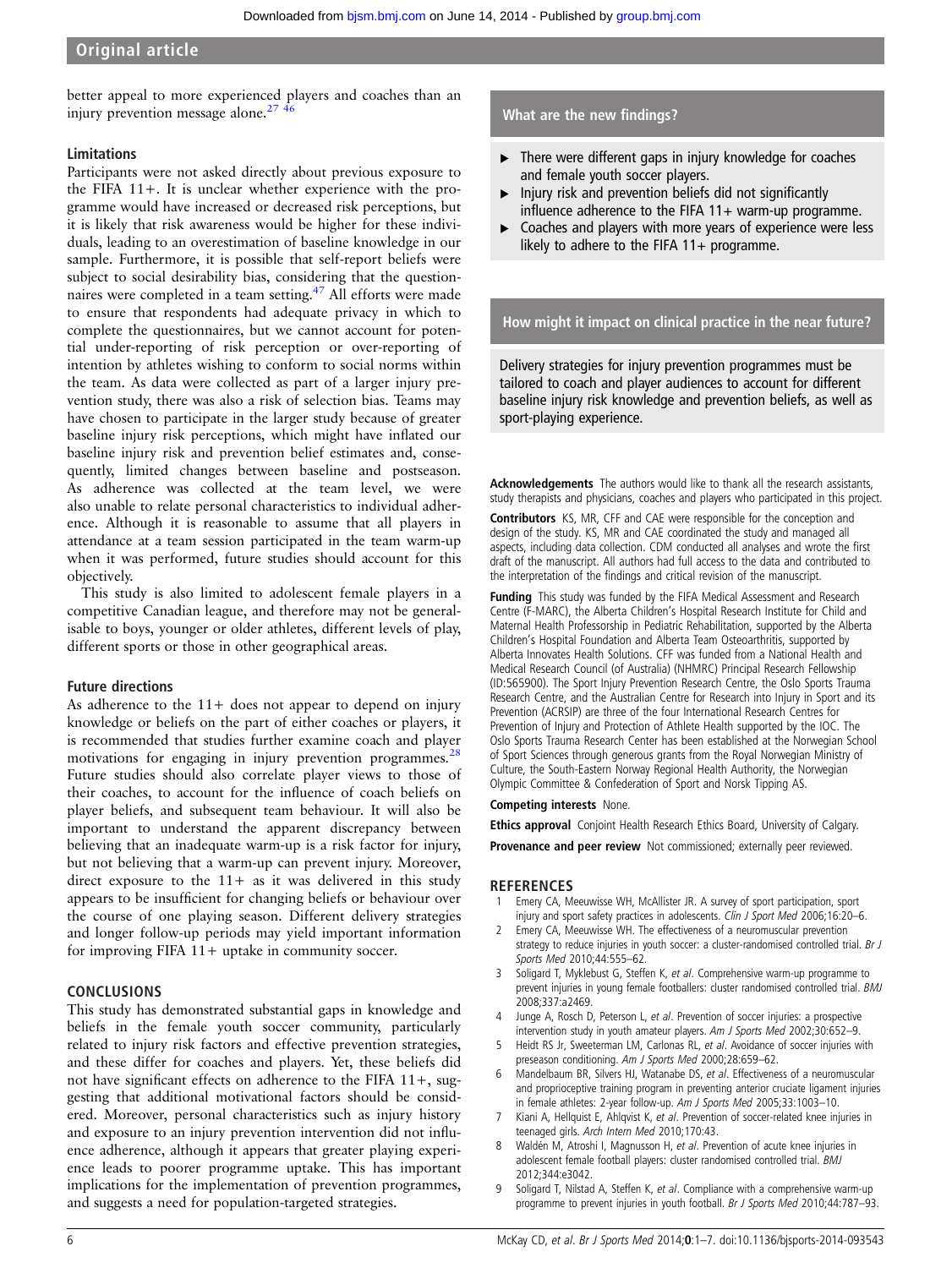better appeal to more experienced players and coaches than an injury prevention message alone.[27 46]

### Limitations

Participants were not asked directly about previous exposure to the FIFA 11+. It is unclear whether experience with the programme would have increased or decreased risk perceptions, but it is likely that risk awareness would be higher for these individuals, leading to an overestimation of baseline knowledge in our sample. Furthermore, it is possible that self-report beliefs were subject to social desirability bias, considering that the questionnaires were completed in a team setting.[47] All efforts were made to ensure that respondents had adequate privacy in which to complete the questionnaires, but we cannot account for potential under-reporting of risk perception or over-reporting of intention by athletes wishing to conform to social norms within the team. As data were collected as part of a larger injury prevention study, there was also a risk of selection bias. Teams may have chosen to participate in the larger study because of greater baseline injury risk perceptions, which might have inflated our baseline injury risk and prevention belief estimates and, consequently, limited changes between baseline and postseason. As adherence was collected at the team level, we were also unable to relate personal characteristics to individual adherence. Although it is reasonable to assume that all players in attendance at a team session participated in the team warm-up when it was performed, future studies should account for this objectively.

This study is also limited to adolescent female players in a competitive Canadian league, and therefore may not be generalisable to boys, younger or older athletes, different levels of play, different sports or those in other geographical areas.

### Future directions

As adherence to the 11+ does not appear to depend on injury knowledge or beliefs on the part of either coaches or players, it is recommended that studies further examine coach and player motivations for engaging in injury prevention programmes.[28] Future studies should also correlate player views to those of their coaches, to account for the influence of coach beliefs on player beliefs, and subsequent team behaviour. It will also be important to understand the apparent discrepancy between believing that an inadequate warm-up is a risk factor for injury, but not believing that a warm-up can prevent injury. Moreover, direct exposure to the 11+ as it was delivered in this study appears to be insufficient for changing beliefs or behaviour over the course of one playing season. Different delivery strategies and longer follow-up periods may yield important information for improving FIFA 11+ uptake in community soccer.

## CONCLUSIONS

This study has demonstrated substantial gaps in knowledge and beliefs in the female youth soccer community, particularly related to injury risk factors and effective prevention strategies, and these differ for coaches and players. Yet, these beliefs did not have significant effects on adherence to the FIFA 11+, suggesting that additional motivational factors should be considered. Moreover, personal characteristics such as injury history and exposure to an injury prevention intervention did not influence adherence, although it appears that greater playing experience leads to poorer programme uptake. This has important implications for the implementation of prevention programmes, and suggests a need for population-targeted strategies.

### What are the new findings?

- There were different gaps in injury knowledge for coaches and female youth soccer players.
- Injury risk and prevention beliefs did not significantly influence adherence to the FIFA 11+ warm-up programme.
- Coaches and players with more years of experience were less likely to adhere to the FIFA 11+ programme.

### How might it impact on clinical practice in the near future?

Delivery strategies for injury prevention programmes must be tailored to coach and player audiences to account for different baseline injury risk knowledge and prevention beliefs, as well as sport-playing experience.

**Acknowledgements** The authors would like to thank all the research assistants, study therapists and physicians, coaches and players who participated in this project.

**Contributors** KS, MR, CFF and CAE were responsible for the conception and design of the study. KS, MR and CAE coordinated the study and managed all aspects, including data collection. CDM conducted all analyses and wrote the first draft of the manuscript. All authors had full access to the data and contributed to the interpretation of the findings and critical revision of the manuscript.

**Funding** This study was funded by the FIFA Medical Assessment and Research Centre (F-MARC), the Alberta Children's Hospital Research Institute for Child and Maternal Health Professorship in Pediatric Rehabilitation, supported by the Alberta Children's Hospital Foundation and Alberta Team Osteoarthritis, supported by Alberta Innovates Health Solutions. CFF was funded from a National Health and Medical Research Council (of Australia) (NHMRC) Principal Research Fellowship (ID:565900). The Sport Injury Prevention Research Centre, the Oslo Sports Trauma Research Centre, and the Australian Centre for Research into Injury in Sport and its Prevention (ACRSIP) are three of the four International Research Centres for Prevention of Injury and Protection of Athlete Health supported by the IOC. The Oslo Sports Trauma Research Center has been established at the Norwegian School of Sport Sciences through generous grants from the Royal Norwegian Ministry of Culture, the South-Eastern Norway Regional Health Authority, the Norwegian Olympic Committee & Confederation of Sport and Norsk Tipping AS.

**Competing interests** None.

**Ethics approval** Conjoint Health Research Ethics Board, University of Calgary.

**Provenance and peer review** Not commissioned; externally peer reviewed.

## REFERENCES

1. Emery CA, Meeuwisse WH, McAllister JR. A survey of sport participation, sport injury and sport safety practices in adolescents. *Clin J Sport Med* 2006;16:20–6.
2. Emery CA, Meeuwisse WH. The effectiveness of a neuromuscular prevention strategy to reduce injuries in youth soccer: a cluster-randomised controlled trial. *Br J Sports Med* 2010;44:555–62.
3. Soligard T, Myklebust G, Steffen K, *et al*. Comprehensive warm-up programme to prevent injuries in young female footballers: cluster randomised controlled trial. *BMJ* 2008;337:a2469.
4. Junge A, Rosch D, Peterson L, *et al*. Prevention of soccer injuries: a prospective intervention study in youth amateur players. *Am J Sports Med* 2002;30:652–9.
5. Heidt RS Jr, Sweeterman LM, Carlonas RL, *et al*. Avoidance of soccer injuries with preseason conditioning. *Am J Sports Med* 2000;28:659–62.
6. Mandelbaum BR, Silvers HJ, Watanabe DS, *et al*. Effectiveness of a neuromuscular and proprioceptive training program in preventing anterior cruciate ligament injuries in female athletes: 2-year follow-up. *Am J Sports Med* 2005;33:1003–10.
7. Kiani A, Hellquist E, Ahlqvist K, *et al*. Prevention of soccer-related knee injuries in teenaged girls. *Arch Intern Med* 2010;170:43.
8. Waldén M, Atroshi I, Magnusson H, *et al*. Prevention of acute knee injuries in adolescent female football players: cluster randomised controlled trial. *BMJ* 2012;344:e3042.
9. Soligard T, Nilstad A, Steffen K, *et al*. Compliance with a comprehensive warm-up programme to prevent injuries in youth football. *Br J Sports Med* 2010;44:787–93.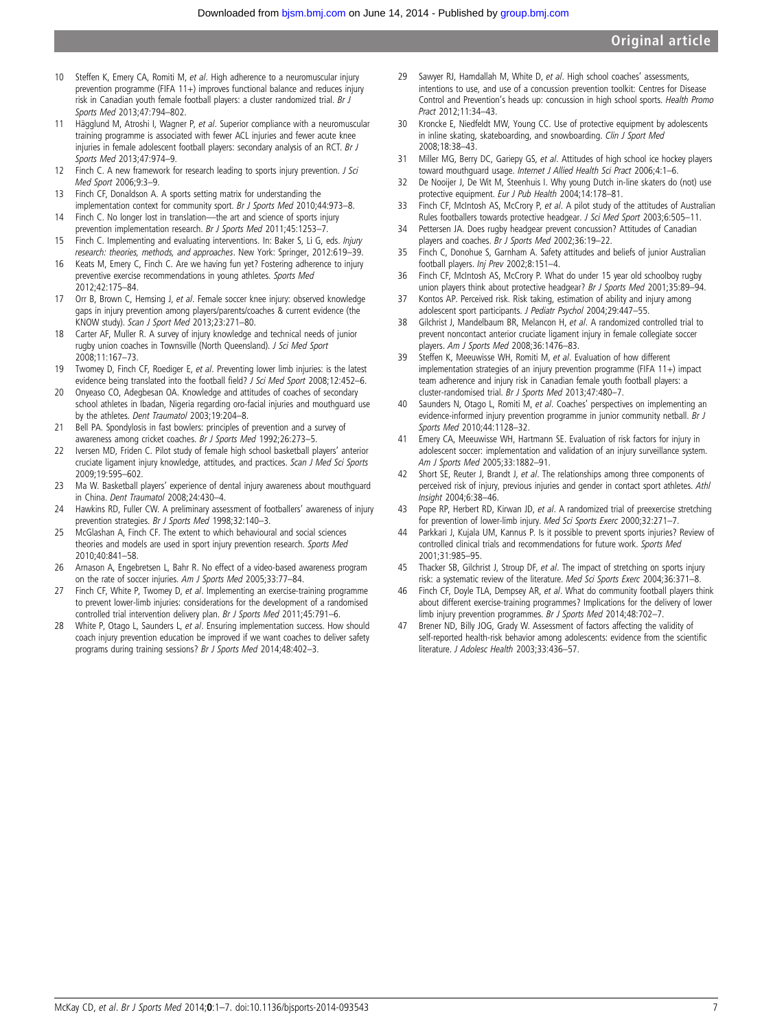10 Steffen K, Emery CA, Romiti M, *et al*. High adherence to a neuromuscular injury prevention programme (FIFA 11+) improves functional balance and reduces injury risk in Canadian youth female football players: a cluster randomized trial. *Br J Sports Med* 2013;47:794–802.

11 Hägglund M, Atroshi I, Wagner P, *et al*. Superior compliance with a neuromuscular training programme is associated with fewer ACL injuries and fewer acute knee injuries in female adolescent football players: secondary analysis of an RCT. *Br J Sports Med* 2013;47:974–9.

12 Finch C. A new framework for research leading to sports injury prevention. *J Sci Med Sport* 2006;9:3–9.

13 Finch CF, Donaldson A. A sports setting matrix for understanding the implementation context for community sport. *Br J Sports Med* 2010;44:973–8.

14 Finch C. No longer lost in translation—the art and science of sports injury prevention implementation research. *Br J Sports Med* 2011;45:1253–7.

15 Finch C. Implementing and evaluating interventions. In: Baker S, Li G, eds. *Injury research: theories, methods, and approaches*. New York: Springer, 2012:619–39.

16 Keats M, Emery C, Finch C. Are we having fun yet? Fostering adherence to injury preventive exercise recommendations in young athletes. *Sports Med* 2012;42:175–84.

17 Orr B, Brown C, Hemsing J, *et al*. Female soccer knee injury: observed knowledge gaps in injury prevention among players/parents/coaches & current evidence (the KNOW study). *Scan J Sport Med* 2013;23:271–80.

18 Carter AF, Muller R. A survey of injury knowledge and technical needs of junior rugby union coaches in Townsville (North Queensland). *J Sci Med Sport* 2008;11:167–73.

19 Twomey D, Finch CF, Roediger E, *et al*. Preventing lower limb injuries: is the latest evidence being translated into the football field? *J Sci Med Sport* 2008;12:452–6.

20 Onyeaso CO, Adegbesan OA. Knowledge and attitudes of coaches of secondary school athletes in Ibadan, Nigeria regarding oro-facial injuries and mouthguard use by the athletes. *Dent Traumatol* 2003;19:204–8.

21 Bell PA. Spondylosis in fast bowlers: principles of prevention and a survey of awareness among cricket coaches. *Br J Sports Med* 1992;26:273–5.

22 Iversen MD, Friden C. Pilot study of female high school basketball players' anterior cruciate ligament injury knowledge, attitudes, and practices. *Scan J Med Sci Sports* 2009;19:595–602.

23 Ma W. Basketball players' experience of dental injury awareness about mouthguard in China. *Dent Traumatol* 2008;24:430–4.

24 Hawkins RD, Fuller CW. A preliminary assessment of footballers' awareness of injury prevention strategies. *Br J Sports Med* 1998;32:140–3.

25 McGlashan A, Finch CF. The extent to which behavioural and social sciences theories and models are used in sport injury prevention research. *Sports Med* 2010;40:841–58.

26 Arnason A, Engebretsen L, Bahr R. No effect of a video-based awareness program on the rate of soccer injuries. *Am J Sports Med* 2005;33:77–84.

27 Finch CF, White P, Twomey D, *et al*. Implementing an exercise-training programme to prevent lower-limb injuries: considerations for the development of a randomised controlled trial intervention delivery plan. *Br J Sports Med* 2011;45:791–6.

28 White P, Otago L, Saunders L, *et al*. Ensuring implementation success. How should coach injury prevention education be improved if we want coaches to deliver safety programs during training sessions? *Br J Sports Med* 2014;48:402–3.

29 Sawyer RJ, Hamdallah M, White D, *et al*. High school coaches' assessments, intentions to use, and use of a concussion prevention toolkit: Centres for Disease Control and Prevention's heads up: concussion in high school sports. *Health Promo Pract* 2012;11:34–43.

30 Kroncke E, Niedfeldt MW, Young CC. Use of protective equipment by adolescents in inline skating, skateboarding, and snowboarding. *Clin J Sport Med* 2008;18:38–43.

31 Miller MG, Berry DC, Gariepy GS, *et al*. Attitudes of high school ice hockey players toward mouthguard usage. *Internet J Allied Health Sci Pract* 2006;4:1–6.

32 De Nooijer J, De Wit M, Steenhuis I. Why young Dutch in-line skaters do (not) use protective equipment. *Eur J Pub Health* 2004;14:178–81.

33 Finch CF, McIntosh AS, McCrory P, *et al*. A pilot study of the attitudes of Australian Rules footballers towards protective headgear. *J Sci Med Sport* 2003;6:505–11.

34 Pettersen JA. Does rugby headgear prevent concussion? Attitudes of Canadian players and coaches. *Br J Sports Med* 2002;36:19–22.

35 Finch C, Donohue S, Garnham A. Safety attitudes and beliefs of junior Australian football players. *Inj Prev* 2002;8:151–4.

36 Finch CF, McIntosh AS, McCrory P. What do under 15 year old schoolboy rugby union players think about protective headgear? *Br J Sports Med* 2001;35:89–94.

37 Kontos AP. Perceived risk. Risk taking, estimation of ability and injury among adolescent sport participants. *J Pediatr Psychol* 2004;29:447–55.

38 Gilchrist J, Mandelbaum BR, Melancon H, *et al*. A randomized controlled trial to prevent noncontact anterior cruciate ligament injury in female collegiate soccer players. *Am J Sports Med* 2008;36:1476–83.

39 Steffen K, Meeuwisse WH, Romiti M, *et al*. Evaluation of how different implementation strategies of an injury prevention programme (FIFA 11+) impact team adherence and injury risk in Canadian female youth football players: a cluster-randomised trial. *Br J Sports Med* 2013;47:480–7.

40 Saunders N, Otago L, Romiti M, *et al*. Coaches' perspectives on implementing an evidence-informed injury prevention programme in junior community netball. *Br J Sports Med* 2010;44:1128–32.

41 Emery CA, Meeuwisse WH, Hartmann SE. Evaluation of risk factors for injury in adolescent soccer: implementation and validation of an injury surveillance system. *Am J Sports Med* 2005;33:1882–91.

42 Short SE, Reuter J, Brandt J, *et al*. The relationships among three components of perceived risk of injury, previous injuries and gender in contact sport athletes. *Athl Insight* 2004;6:38–46.

43 Pope RP, Herbert RD, Kirwan JD, *et al*. A randomized trial of preexercise stretching for prevention of lower-limb injury. *Med Sci Sports Exerc* 2000;32:271–7.

44 Parkkari J, Kujala UM, Kannus P. Is it possible to prevent sports injuries? Review of controlled clinical trials and recommendations for future work. *Sports Med* 2001;31:985–95.

45 Thacker SB, Gilchrist J, Stroup DF, *et al*. The impact of stretching on sports injury risk: a systematic review of the literature. *Med Sci Sports Exerc* 2004;36:371–8.

46 Finch CF, Doyle TLA, Dempsey AR, *et al*. What do community football players think about different exercise-training programmes? Implications for the delivery of lower limb injury prevention programmes. *Br J Sports Med* 2014;48:702–7.

47 Brener ND, Billy JOG, Grady W. Assessment of factors affecting the validity of self-reported health-risk behavior among adolescents: evidence from the scientific literature. *J Adolesc Health* 2003;33:436–57.